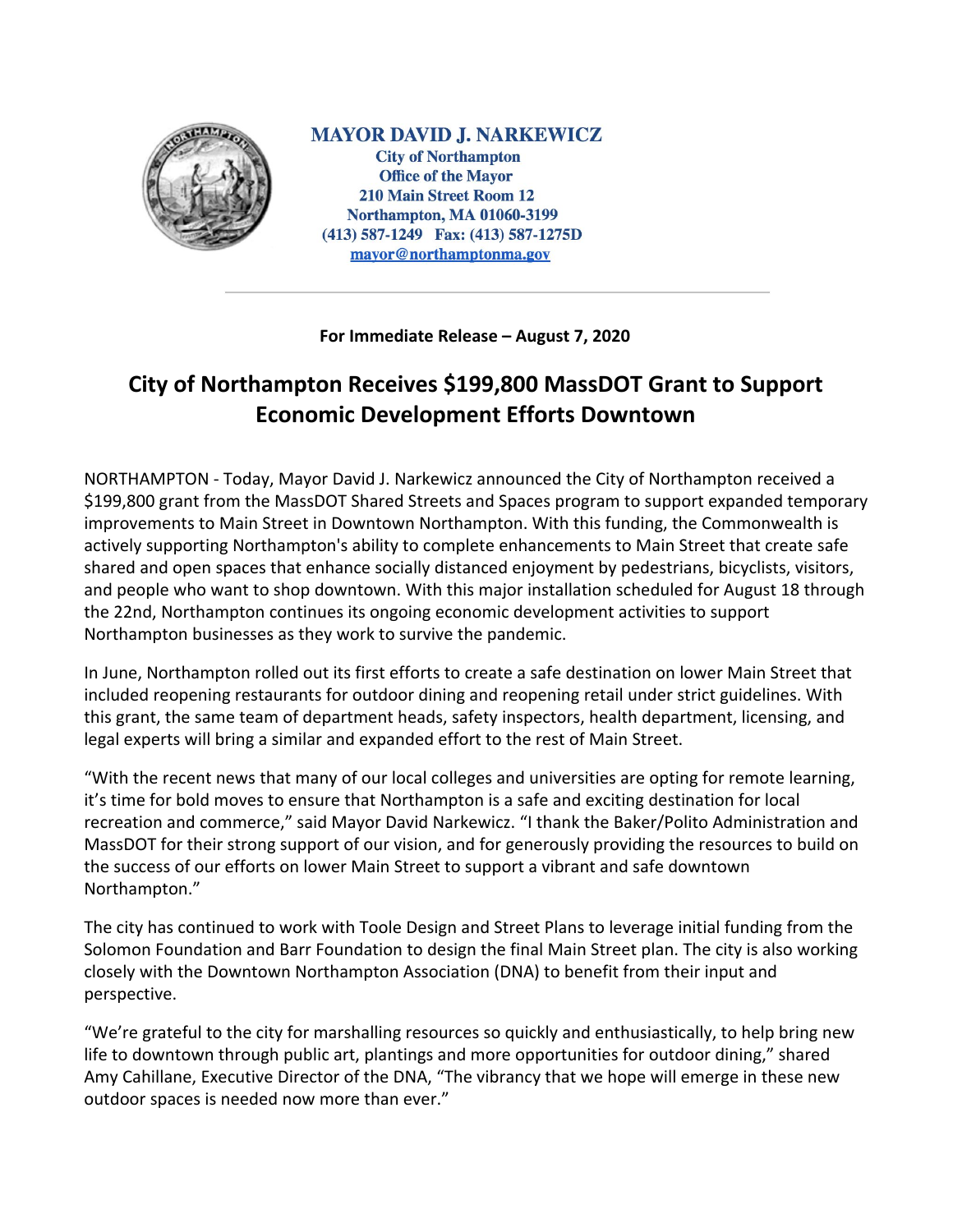**MAYOR DAVID J. NARKEWICZ**
**City of Northampton**
**Office of the Mayor**
**210 Main Street Room 12**
**Northampton, MA 01060-3199**
**(413) 587-1249 Fax: (413) 587-1275D**
**mayor@northamptonma.gov**

---

**For Immediate Release – August 7, 2020**

# City of Northampton Receives $199,800 MassDOT Grant to Support Economic Development Efforts Downtown

NORTHAMPTON - Today, Mayor David J. Narkewicz announced the City of Northampton received a $199,800 grant from the MassDOT Shared Streets and Spaces program to support expanded temporary improvements to Main Street in Downtown Northampton. With this funding, the Commonwealth is actively supporting Northampton's ability to complete enhancements to Main Street that create safe shared and open spaces that enhance socially distanced enjoyment by pedestrians, bicyclists, visitors, and people who want to shop downtown. With this major installation scheduled for August 18 through the 22nd, Northampton continues its ongoing economic development activities to support Northampton businesses as they work to survive the pandemic.

In June, Northampton rolled out its first efforts to create a safe destination on lower Main Street that included reopening restaurants for outdoor dining and reopening retail under strict guidelines. With this grant, the same team of department heads, safety inspectors, health department, licensing, and legal experts will bring a similar and expanded effort to the rest of Main Street.

“With the recent news that many of our local colleges and universities are opting for remote learning, it’s time for bold moves to ensure that Northampton is a safe and exciting destination for local recreation and commerce,” said Mayor David Narkewicz. “I thank the Baker/Polito Administration and MassDOT for their strong support of our vision, and for generously providing the resources to build on the success of our efforts on lower Main Street to support a vibrant and safe downtown Northampton.”

The city has continued to work with Toole Design and Street Plans to leverage initial funding from the Solomon Foundation and Barr Foundation to design the final Main Street plan. The city is also working closely with the Downtown Northampton Association (DNA) to benefit from their input and perspective.

“We’re grateful to the city for marshalling resources so quickly and enthusiastically, to help bring new life to downtown through public art, plantings and more opportunities for outdoor dining,” shared Amy Cahillane, Executive Director of the DNA, “The vibrancy that we hope will emerge in these new outdoor spaces is needed now more than ever.”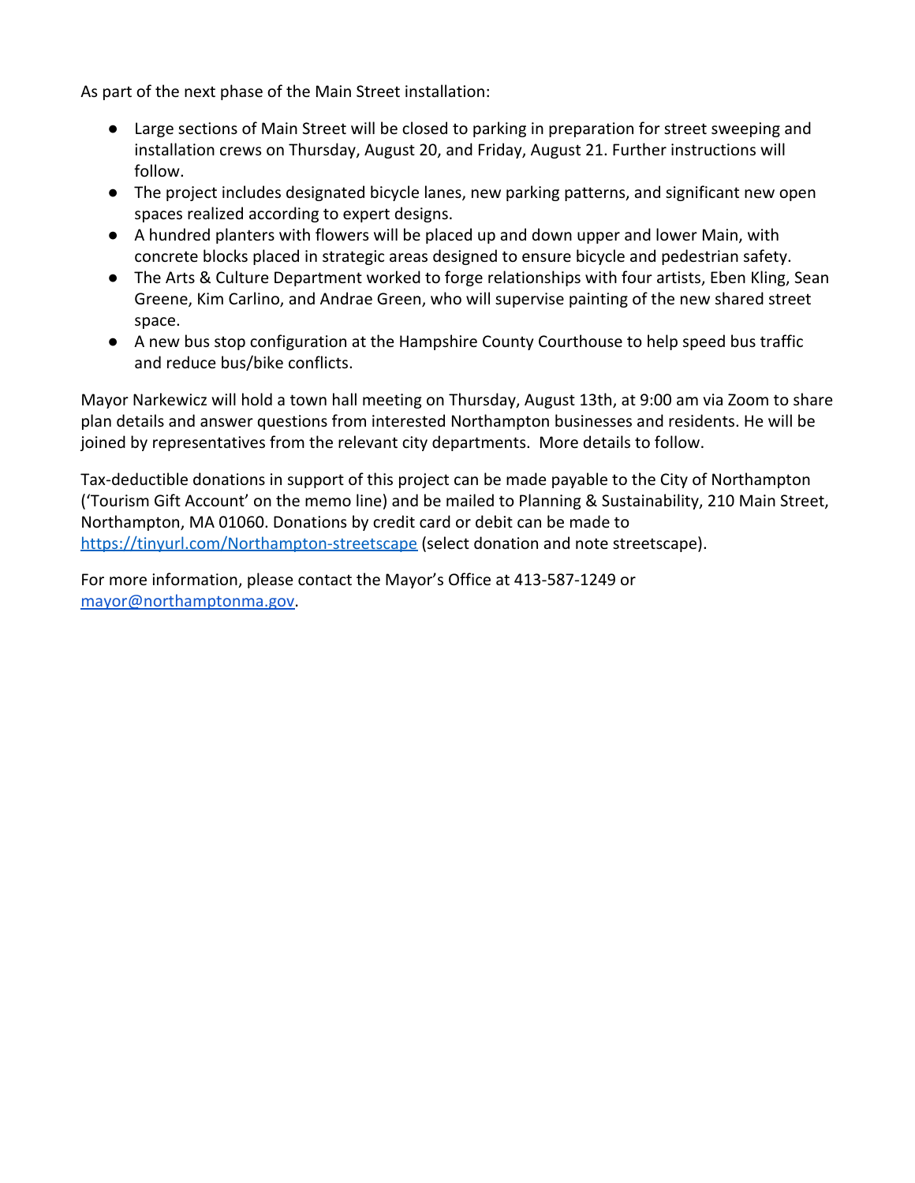As part of the next phase of the Main Street installation:

- Large sections of Main Street will be closed to parking in preparation for street sweeping and installation crews on Thursday, August 20, and Friday, August 21. Further instructions will follow.
- The project includes designated bicycle lanes, new parking patterns, and significant new open spaces realized according to expert designs.
- A hundred planters with flowers will be placed up and down upper and lower Main, with concrete blocks placed in strategic areas designed to ensure bicycle and pedestrian safety.
- The Arts & Culture Department worked to forge relationships with four artists, Eben Kling, Sean Greene, Kim Carlino, and Andrae Green, who will supervise painting of the new shared street space.
- A new bus stop configuration at the Hampshire County Courthouse to help speed bus traffic and reduce bus/bike conflicts.

Mayor Narkewicz will hold a town hall meeting on Thursday, August 13th, at 9:00 am via Zoom to share plan details and answer questions from interested Northampton businesses and residents. He will be joined by representatives from the relevant city departments. More details to follow.

Tax-deductible donations in support of this project can be made payable to the City of Northampton ('Tourism Gift Account' on the memo line) and be mailed to Planning & Sustainability, 210 Main Street, Northampton, MA 01060. Donations by credit card or debit can be made to [https://tinyurl.com/Northampton-streetscape](https://tinyurl.com/Northampton-streetscape) (select donation and note streetscape).

For more information, please contact the Mayor's Office at 413-587-1249 or [mayor@northamptonma.gov](mailto:mayor@northamptonma.gov).